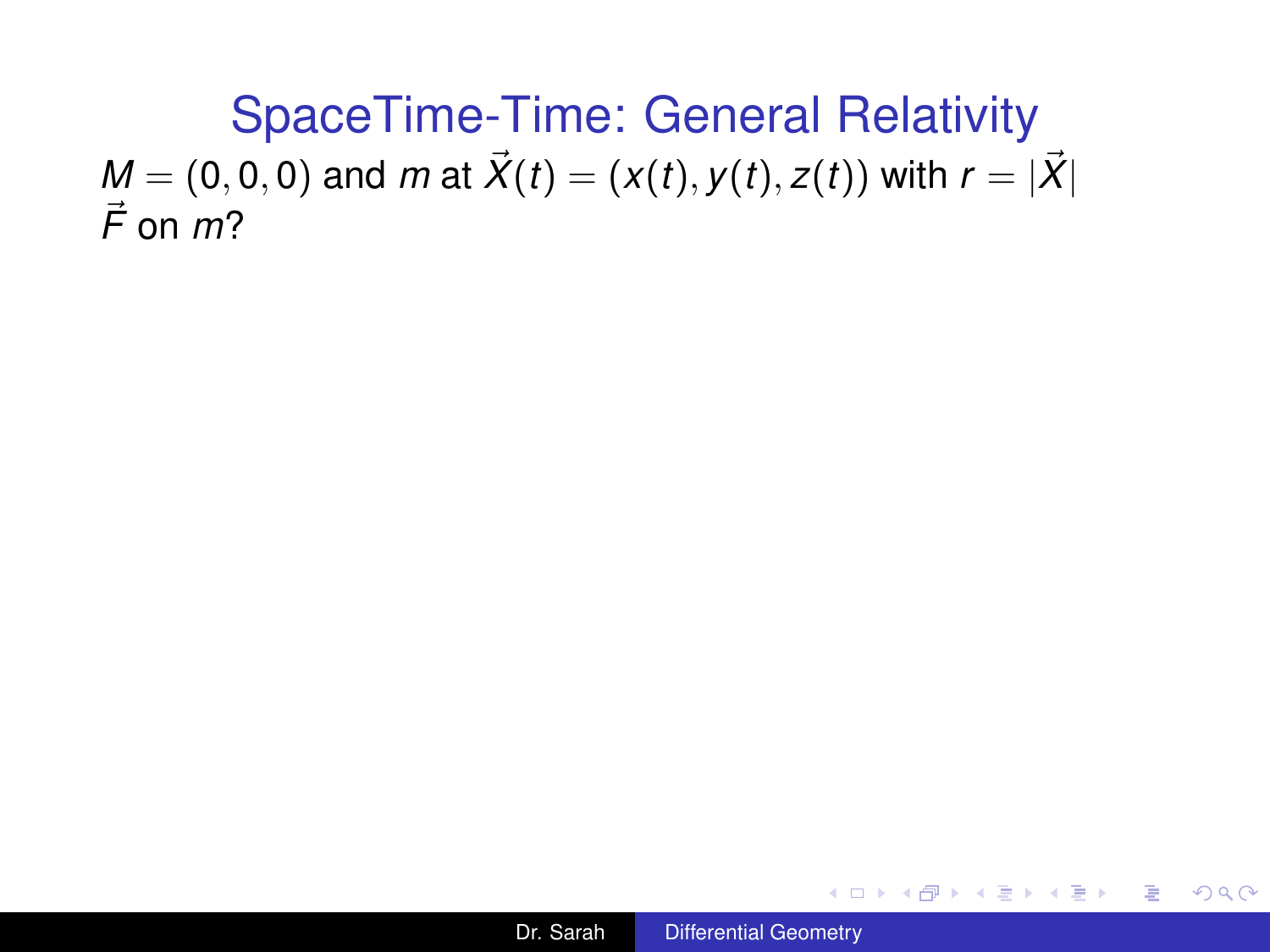# SpaceTime-Time: General Relativity

$M = (0, 0, 0)$ and $m$ at $\vec{X}(t) = (x(t), y(t), z(t))$ with $r = |\vec{X}|$

$\vec{F}$ on $m$?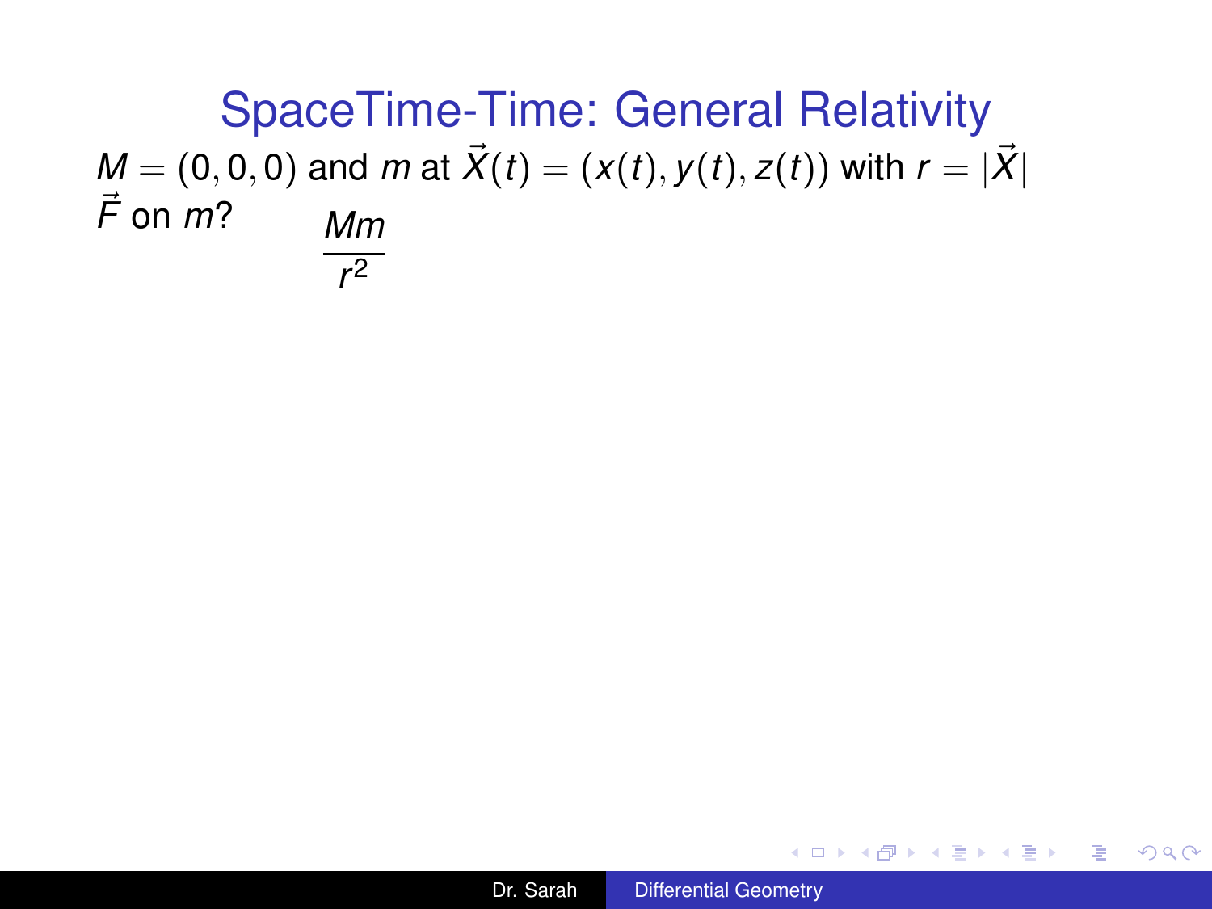# SpaceTime-Time: General Relativity

$M = (0,0,0)$ and $m$ at $\vec{X}(t) = (x(t), y(t), z(t))$ with $r = |\vec{X}|$

$\vec{F}$ on $m$? $\quad \dfrac{Mm}{r^2}$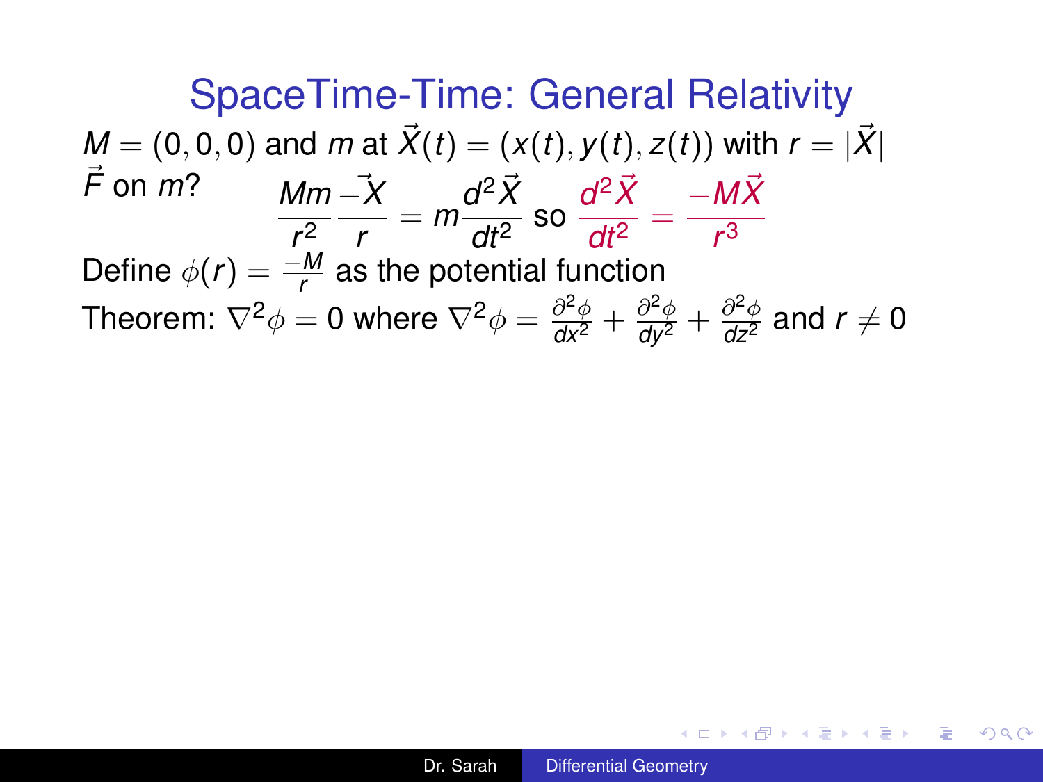# SpaceTime-Time: General Relativity

$M = (0,0,0)$ and $m$ at $\vec{X}(t) = (x(t), y(t), z(t))$ with $r = |\vec{X}|$

$\vec{F}$ on $m$?
$$\frac{Mm}{r^2}\frac{-\vec{X}}{r} = m\frac{d^2\vec{X}}{dt^2} \text{ so } \frac{d^2\vec{X}}{dt^2} = \frac{-M\vec{X}}{r^3}$$

Define $\phi(r) = \frac{-M}{r}$ as the potential function

Theorem: $\nabla^2\phi = 0$ where $\nabla^2\phi = \frac{\partial^2\phi}{dx^2} + \frac{\partial^2\phi}{dy^2} + \frac{\partial^2\phi}{dz^2}$ and $r \neq 0$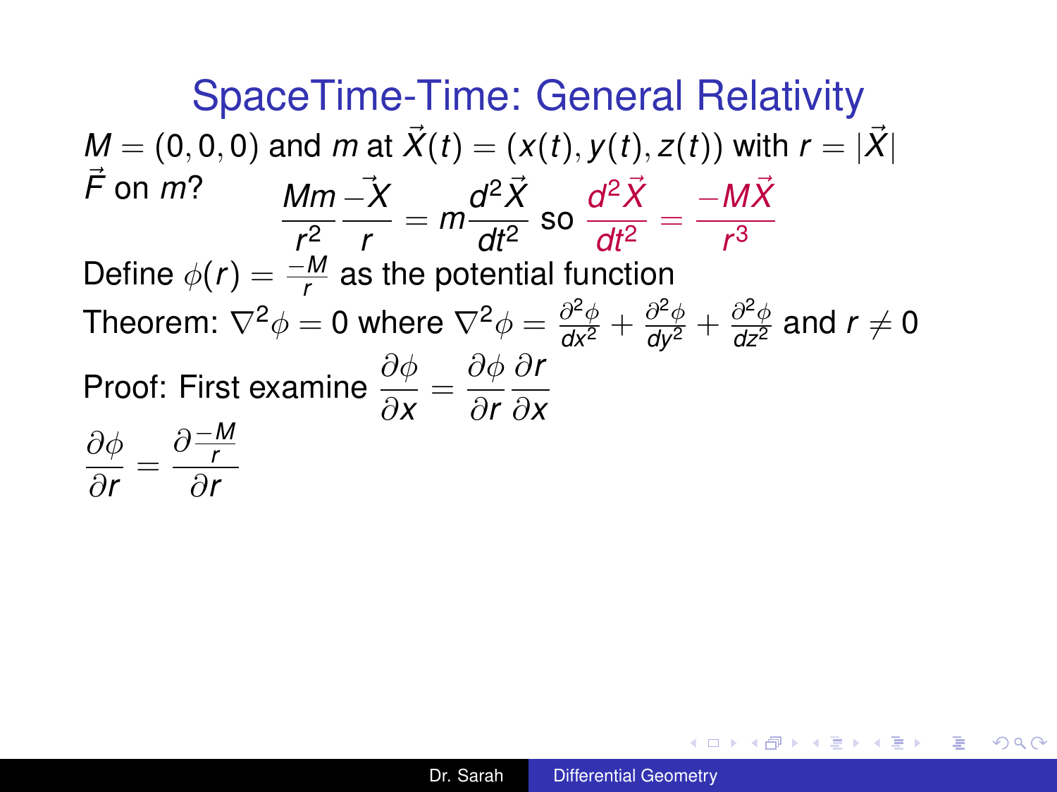# SpaceTime-Time: General Relativity

$M = (0,0,0)$ and $m$ at $\vec{X}(t) = (x(t), y(t), z(t))$ with $r = |\vec{X}|$

$\vec{F}$ on $m$? $\quad \dfrac{Mm}{r^2}\dfrac{-\vec{X}}{r} = m\dfrac{d^2\vec{X}}{dt^2}$ so $\dfrac{d^2\vec{X}}{dt^2} = \dfrac{-M\vec{X}}{r^3}$

Define $\phi(r) = \frac{-M}{r}$ as the potential function

Theorem: $\nabla^2\phi = 0$ where $\nabla^2\phi = \frac{\partial^2\phi}{dx^2} + \frac{\partial^2\phi}{dy^2} + \frac{\partial^2\phi}{dz^2}$ and $r \neq 0$

Proof: First examine $\dfrac{\partial\phi}{\partial x} = \dfrac{\partial\phi}{\partial r}\dfrac{\partial r}{\partial x}$

$$\frac{\partial\phi}{\partial r} = \frac{\partial\frac{-M}{r}}{\partial r}$$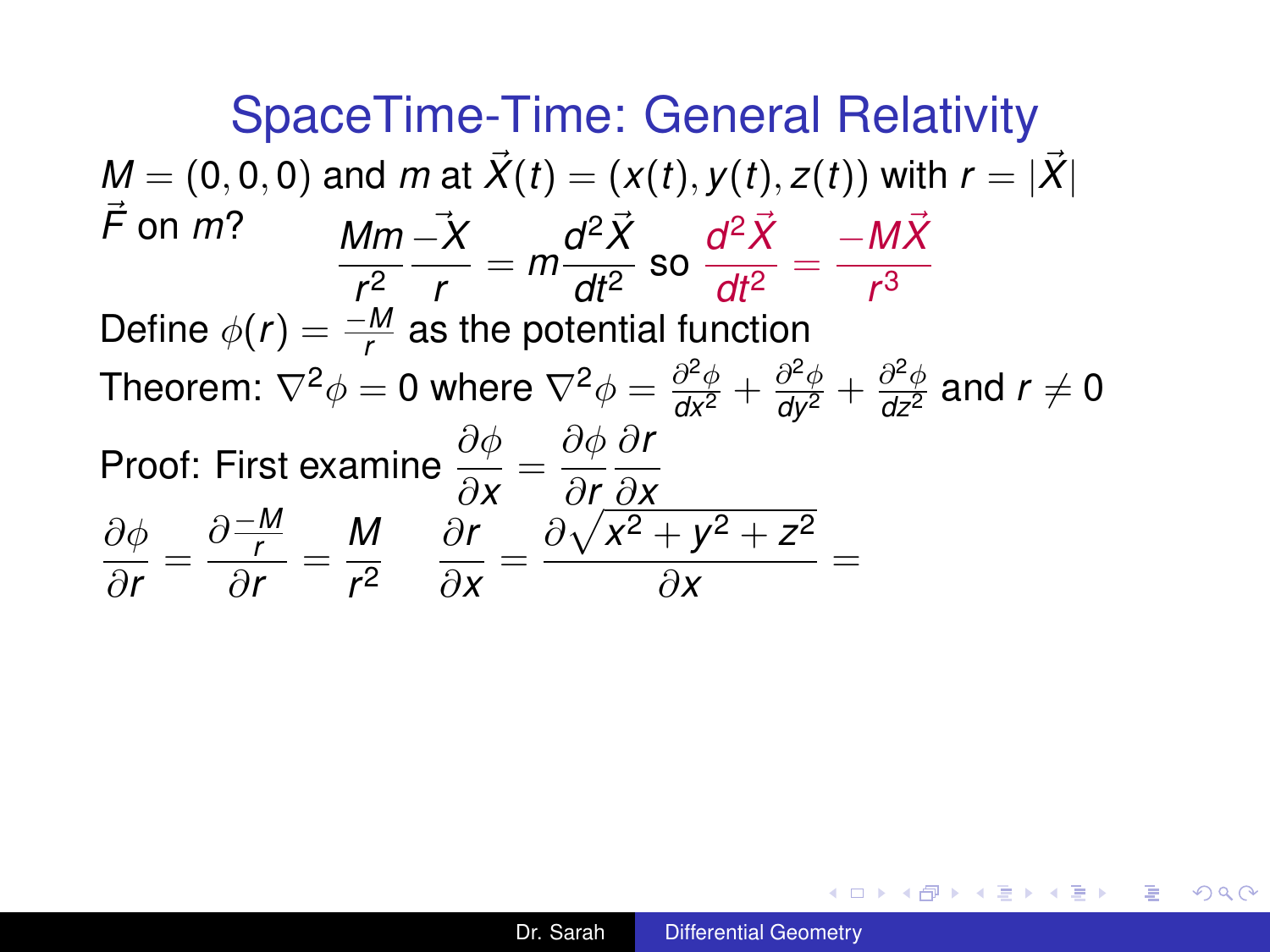# SpaceTime-Time: General Relativity

$M = (0,0,0)$ and $m$ at $\vec{X}(t) = (x(t), y(t), z(t))$ with $r = |\vec{X}|$

$\vec{F}$ on $m$?

$$\frac{Mm}{r^2}\frac{-\vec{X}}{r} = m\frac{d^2\vec{X}}{dt^2} \text{ so } \frac{d^2\vec{X}}{dt^2} = \frac{-M\vec{X}}{r^3}$$

Define $\phi(r) = \frac{-M}{r}$ as the potential function

Theorem: $\nabla^2\phi = 0$ where $\nabla^2\phi = \frac{\partial^2\phi}{dx^2} + \frac{\partial^2\phi}{dy^2} + \frac{\partial^2\phi}{dz^2}$ and $r \neq 0$

Proof: First examine $\frac{\partial\phi}{\partial x} = \frac{\partial\phi}{\partial r}\frac{\partial r}{\partial x}$

$$\frac{\partial\phi}{\partial r} = \frac{\partial\frac{-M}{r}}{\partial r} = \frac{M}{r^2} \qquad \frac{\partial r}{\partial x} = \frac{\partial\sqrt{x^2+y^2+z^2}}{\partial x} =$$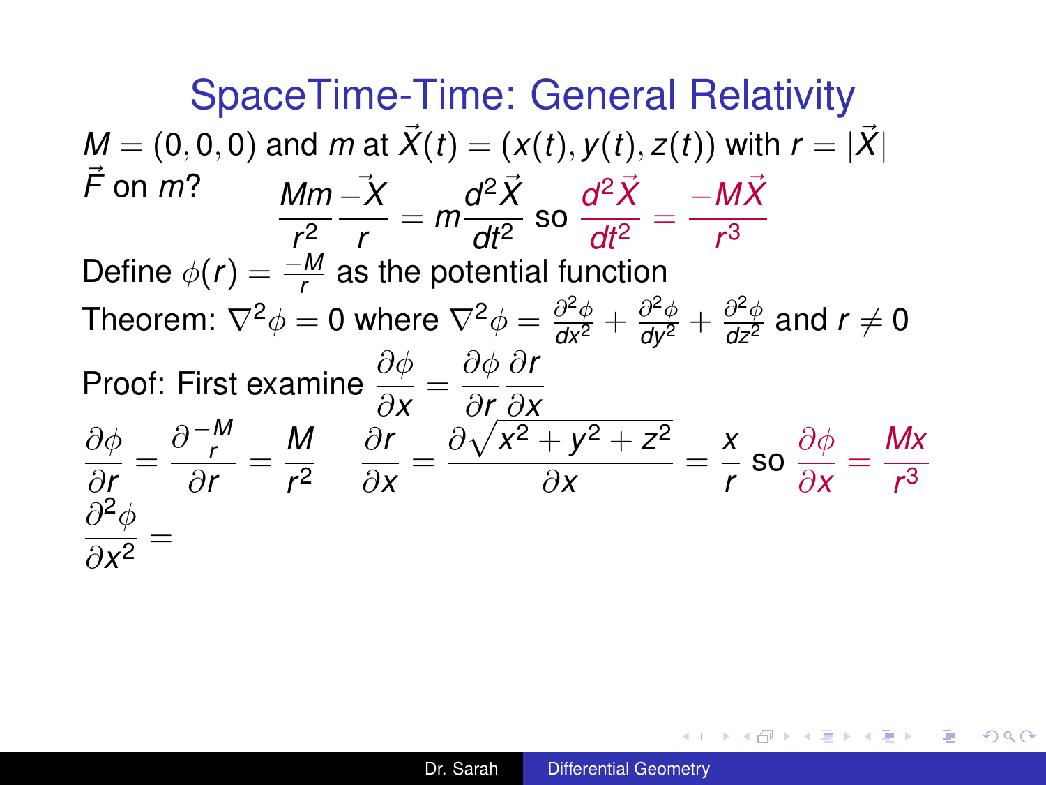# SpaceTime-Time: General Relativity

$M = (0,0,0)$ and $m$ at $\vec{X}(t) = (x(t), y(t), z(t))$ with $r = |\vec{X}|$

$\vec{F}$ on $m$?

$$\frac{Mm}{r^2}\frac{-\vec{X}}{r} = m\frac{d^2\vec{X}}{dt^2} \text{ so } \frac{d^2\vec{X}}{dt^2} = \frac{-M\vec{X}}{r^3}$$

Define $\phi(r) = \frac{-M}{r}$ as the potential function

Theorem: $\nabla^2\phi = 0$ where $\nabla^2\phi = \frac{\partial^2\phi}{dx^2} + \frac{\partial^2\phi}{dy^2} + \frac{\partial^2\phi}{dz^2}$ and $r \neq 0$

Proof: First examine $\frac{\partial\phi}{\partial x} = \frac{\partial\phi}{\partial r}\frac{\partial r}{\partial x}$

$$\frac{\partial\phi}{\partial r} = \frac{\partial\frac{-M}{r}}{\partial r} = \frac{M}{r^2} \qquad \frac{\partial r}{\partial x} = \frac{\partial\sqrt{x^2+y^2+z^2}}{\partial x} = \frac{x}{r} \text{ so } \frac{\partial\phi}{\partial x} = \frac{Mx}{r^3}$$

$$\frac{\partial^2\phi}{\partial x^2} =$$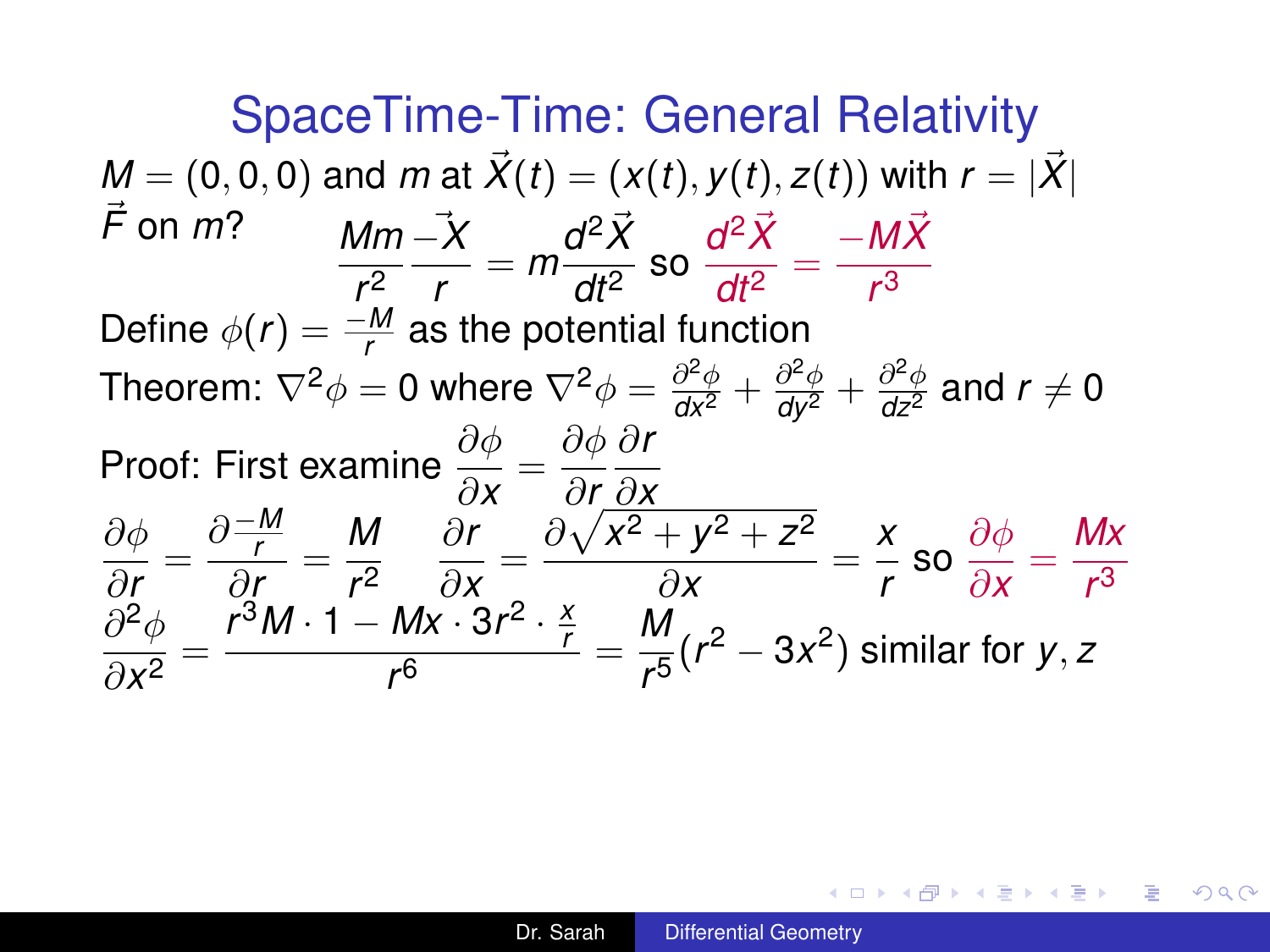# SpaceTime-Time: General Relativity

$M = (0,0,0)$ and $m$ at $\vec{X}(t) = (x(t), y(t), z(t))$ with $r = |\vec{X}|$

$\vec{F}$ on $m$? $\quad \dfrac{Mm}{r^2}\dfrac{-\vec{X}}{r} = m\dfrac{d^2\vec{X}}{dt^2}$ so $\dfrac{d^2\vec{X}}{dt^2} = \dfrac{-M\vec{X}}{r^3}$

Define $\phi(r) = \frac{-M}{r}$ as the potential function

Theorem: $\nabla^2\phi = 0$ where $\nabla^2\phi = \frac{\partial^2\phi}{dx^2} + \frac{\partial^2\phi}{dy^2} + \frac{\partial^2\phi}{dz^2}$ and $r \neq 0$

Proof: First examine $\dfrac{\partial\phi}{\partial x} = \dfrac{\partial\phi}{\partial r}\dfrac{\partial r}{\partial x}$

$$\frac{\partial\phi}{\partial r} = \frac{\partial\frac{-M}{r}}{\partial r} = \frac{M}{r^2} \qquad \frac{\partial r}{\partial x} = \frac{\partial\sqrt{x^2+y^2+z^2}}{\partial x} = \frac{x}{r} \text{ so } \frac{\partial\phi}{\partial x} = \frac{Mx}{r^3}$$

$$\frac{\partial^2\phi}{\partial x^2} = \frac{r^3 M\cdot 1 - Mx\cdot 3r^2\cdot\frac{x}{r}}{r^6} = \frac{M}{r^5}(r^2 - 3x^2) \text{ similar for } y, z$$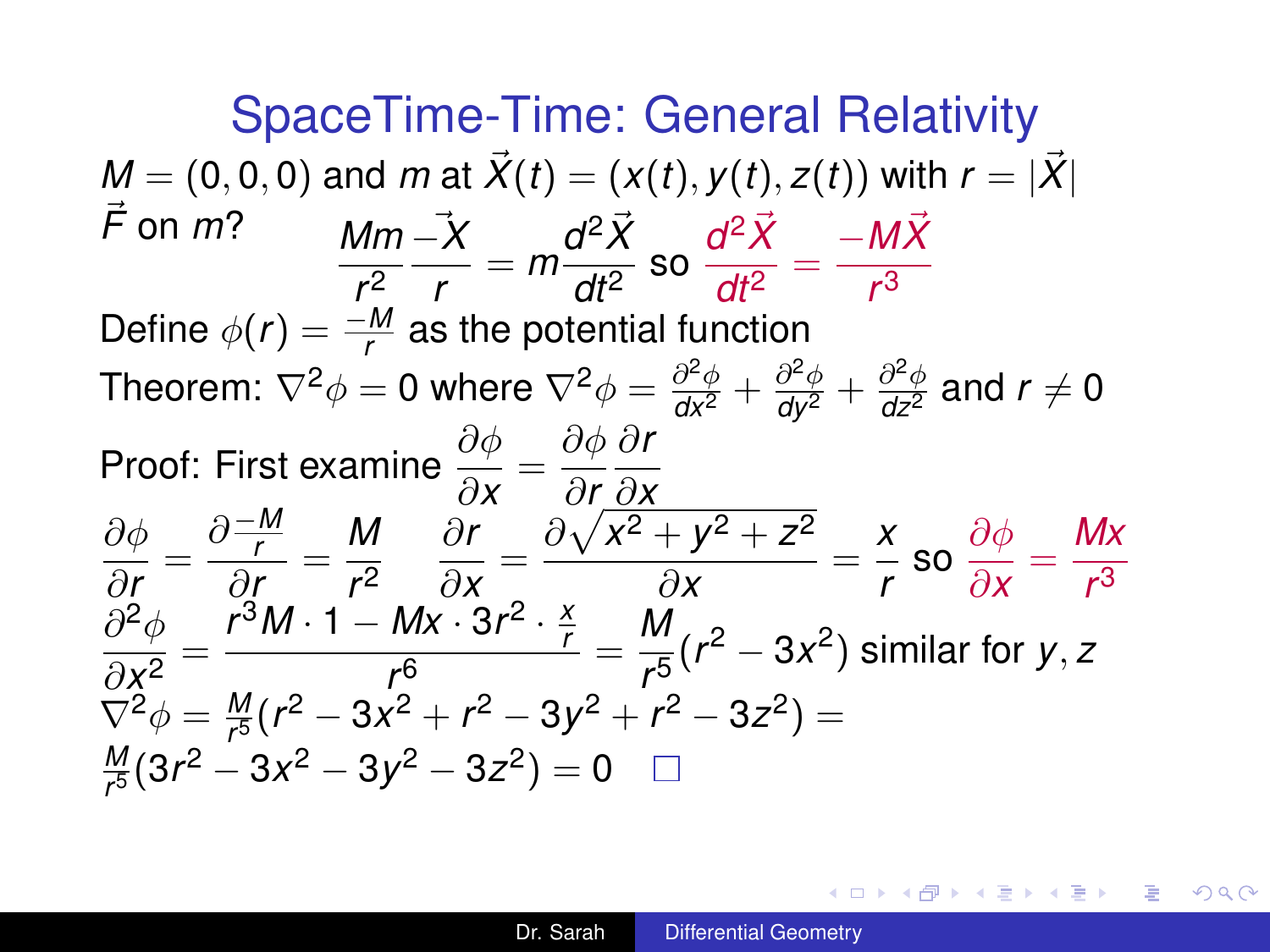# SpaceTime-Time: General Relativity

$M = (0,0,0)$ and $m$ at $\vec{X}(t) = (x(t), y(t), z(t))$ with $r = |\vec{X}|$

$\vec{F}$ on $m$?

$$\frac{Mm}{r^2}\frac{-\vec{X}}{r} = m\frac{d^2\vec{X}}{dt^2} \text{ so } \frac{d^2\vec{X}}{dt^2} = \frac{-M\vec{X}}{r^3}$$

Define $\phi(r) = \frac{-M}{r}$ as the potential function

Theorem: $\nabla^2\phi = 0$ where $\nabla^2\phi = \frac{\partial^2\phi}{dx^2} + \frac{\partial^2\phi}{dy^2} + \frac{\partial^2\phi}{dz^2}$ and $r \neq 0$

Proof: First examine $\dfrac{\partial\phi}{\partial x} = \dfrac{\partial\phi}{\partial r}\dfrac{\partial r}{\partial x}$

$$\frac{\partial\phi}{\partial r} = \frac{\partial\frac{-M}{r}}{\partial r} = \frac{M}{r^2} \quad \frac{\partial r}{\partial x} = \frac{\partial\sqrt{x^2+y^2+z^2}}{\partial x} = \frac{x}{r} \text{ so } \frac{\partial\phi}{\partial x} = \frac{Mx}{r^3}$$

$$\frac{\partial^2\phi}{\partial x^2} = \frac{r^3M\cdot 1 - Mx\cdot 3r^2\cdot\frac{x}{r}}{r^6} = \frac{M}{r^5}(r^2 - 3x^2) \text{ similar for } y, z$$

$$\nabla^2\phi = \tfrac{M}{r^5}(r^2 - 3x^2 + r^2 - 3y^2 + r^2 - 3z^2) =$$

$$\tfrac{M}{r^5}(3r^2 - 3x^2 - 3y^2 - 3z^2) = 0 \quad \square$$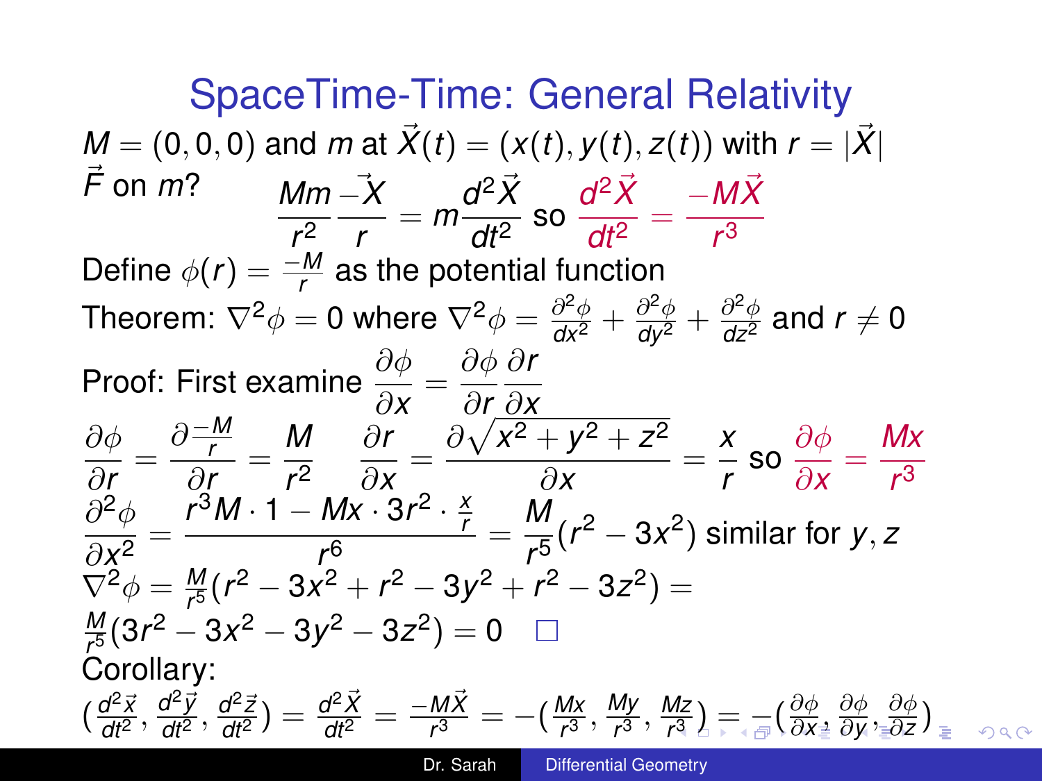# SpaceTime-Time: General Relativity

$M = (0,0,0)$ and $m$ at $\vec{X}(t) = (x(t), y(t), z(t))$ with $r = |\vec{X}|$

$\vec{F}$ on $m$?

$$\frac{Mm}{r^2}\frac{-\vec{X}}{r} = m\frac{d^2\vec{X}}{dt^2} \text{ so } \frac{d^2\vec{X}}{dt^2} = \frac{-M\vec{X}}{r^3}$$

Define $\phi(r) = \frac{-M}{r}$ as the potential function

Theorem: $\nabla^2\phi = 0$ where $\nabla^2\phi = \frac{\partial^2\phi}{dx^2} + \frac{\partial^2\phi}{dy^2} + \frac{\partial^2\phi}{dz^2}$ and $r \neq 0$

Proof: First examine $\dfrac{\partial\phi}{\partial x} = \dfrac{\partial\phi}{\partial r}\dfrac{\partial r}{\partial x}$

$$\frac{\partial\phi}{\partial r} = \frac{\partial\frac{-M}{r}}{\partial r} = \frac{M}{r^2} \quad \frac{\partial r}{\partial x} = \frac{\partial\sqrt{x^2+y^2+z^2}}{\partial x} = \frac{x}{r} \text{ so } \frac{\partial\phi}{\partial x} = \frac{Mx}{r^3}$$

$$\frac{\partial^2\phi}{\partial x^2} = \frac{r^3 M \cdot 1 - Mx \cdot 3r^2 \cdot \frac{x}{r}}{r^6} = \frac{M}{r^5}(r^2 - 3x^2) \text{ similar for } y, z$$

$\nabla^2\phi = \frac{M}{r^5}(r^2 - 3x^2 + r^2 - 3y^2 + r^2 - 3z^2) =$

$\frac{M}{r^5}(3r^2 - 3x^2 - 3y^2 - 3z^2) = 0 \quad \square$

Corollary:

$$\left(\frac{d^2\vec{x}}{dt^2}, \frac{d^2\vec{y}}{dt^2}, \frac{d^2\vec{z}}{dt^2}\right) = \frac{d^2\vec{X}}{dt^2} = \frac{-M\vec{X}}{r^3} = -\left(\frac{Mx}{r^3}, \frac{My}{r^3}, \frac{Mz}{r^3}\right) = -\left(\frac{\partial\phi}{\partial x}, \frac{\partial\phi}{\partial y}, \frac{\partial\phi}{\partial z}\right)$$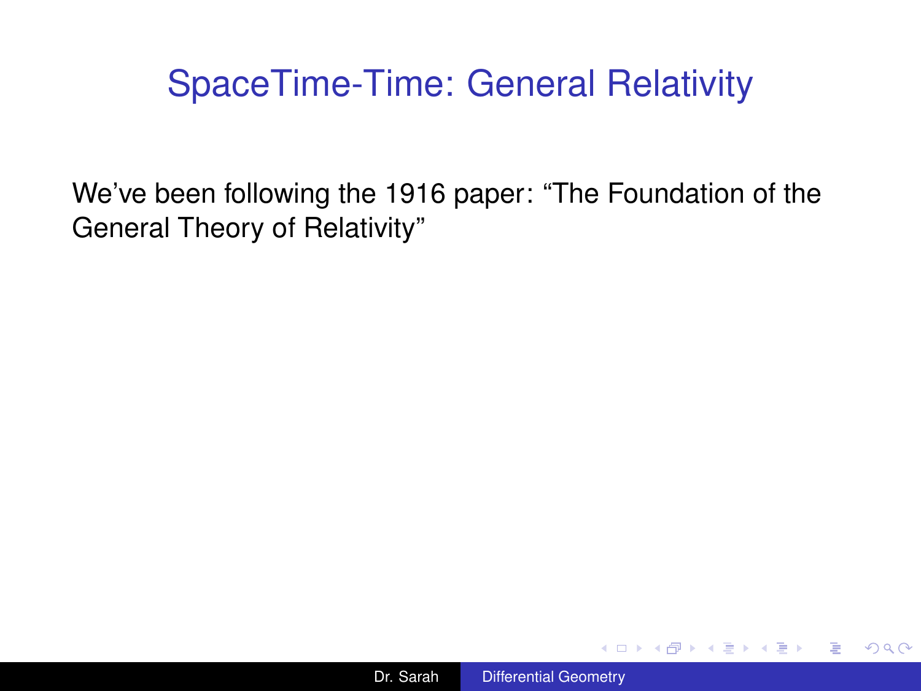# SpaceTime-Time: General Relativity

We've been following the 1916 paper: “The Foundation of the General Theory of Relativity”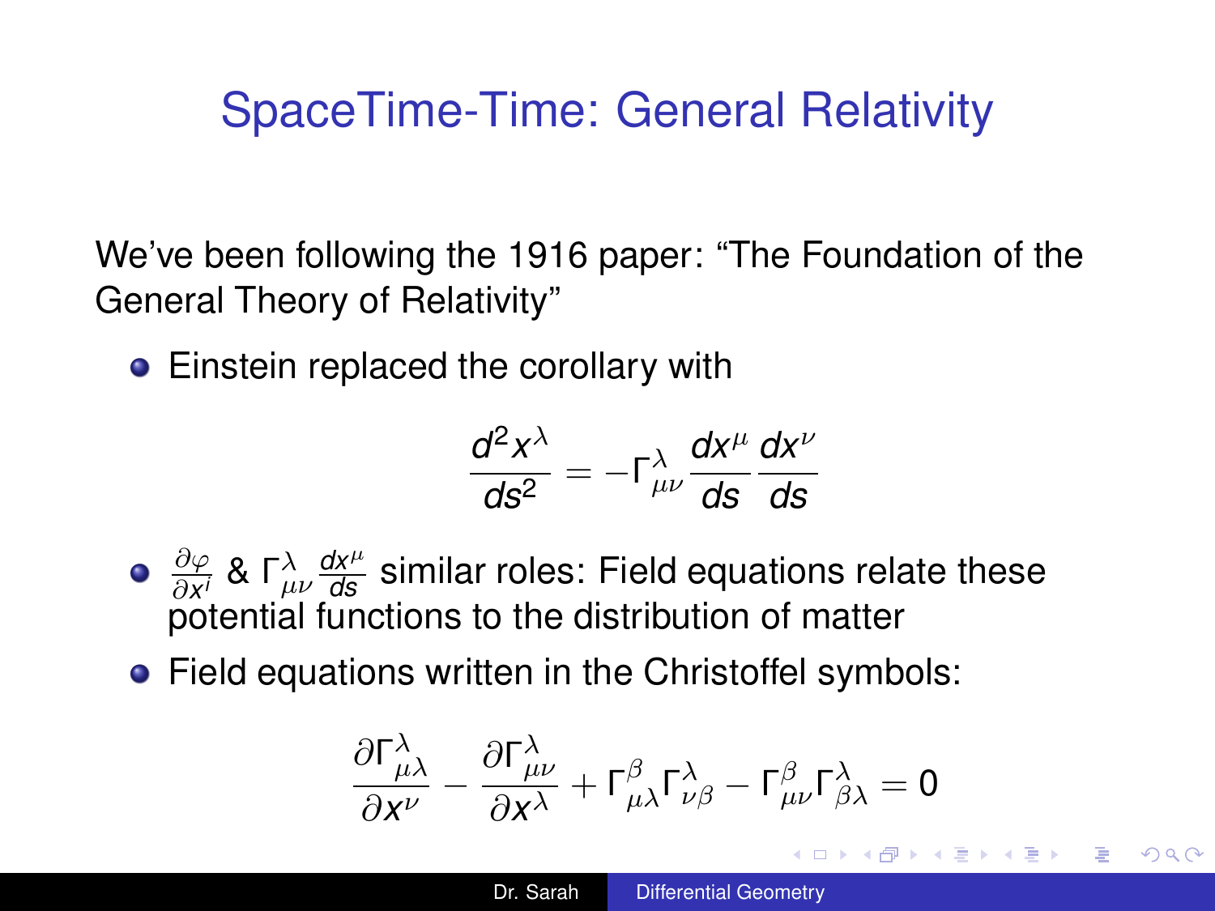# SpaceTime-Time: General Relativity

We've been following the 1916 paper: "The Foundation of the General Theory of Relativity"

- Einstein replaced the corollary with

$$\frac{d^2 x^\lambda}{ds^2} = -\Gamma^\lambda_{\mu\nu} \frac{dx^\mu}{ds} \frac{dx^\nu}{ds}$$

- $\frac{\partial \varphi}{\partial x^i}$ & $\Gamma^\lambda_{\mu\nu} \frac{dx^\mu}{ds}$ similar roles: Field equations relate these potential functions to the distribution of matter
- Field equations written in the Christoffel symbols:

$$\frac{\partial \Gamma^\lambda_{\mu\lambda}}{\partial x^\nu} - \frac{\partial \Gamma^\lambda_{\mu\nu}}{\partial x^\lambda} + \Gamma^\beta_{\mu\lambda} \Gamma^\lambda_{\nu\beta} - \Gamma^\beta_{\mu\nu} \Gamma^\lambda_{\beta\lambda} = 0$$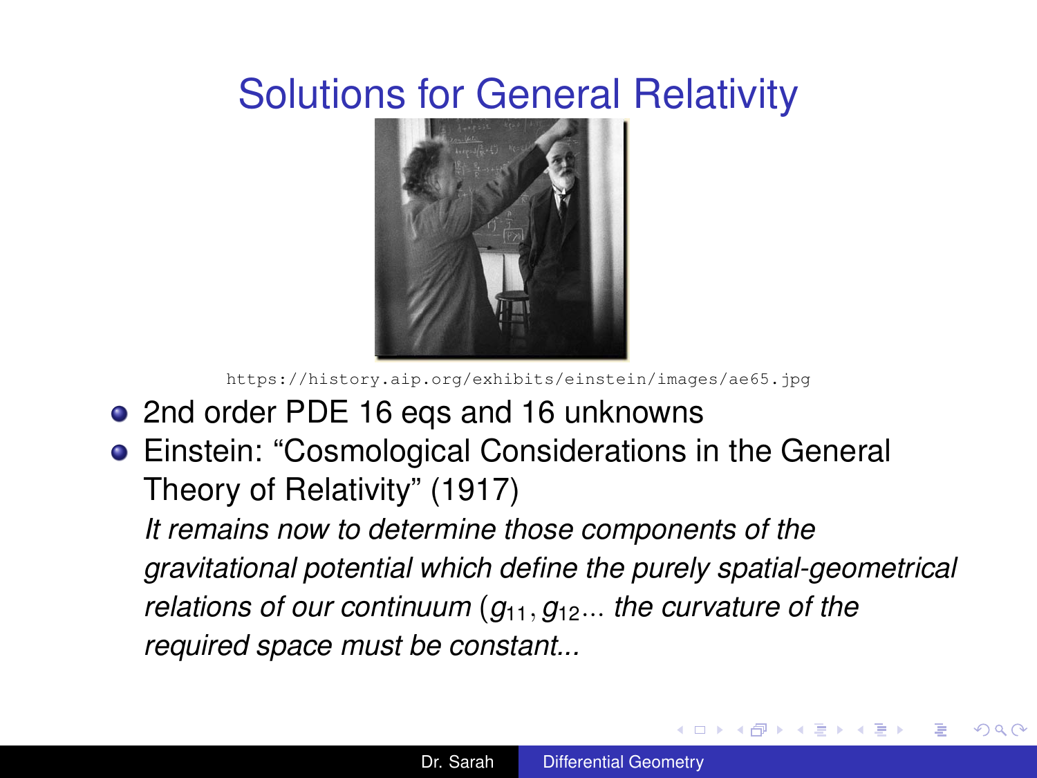# Solutions for General Relativity

https://history.aip.org/exhibits/einstein/images/ae65.jpg

- 2nd order PDE 16 eqs and 16 unknowns
- Einstein: "Cosmological Considerations in the General Theory of Relativity" (1917)

  *It remains now to determine those components of the gravitational potential which define the purely spatial-geometrical relations of our continuum ($g_{11}, g_{12}$... the curvature of the required space must be constant...*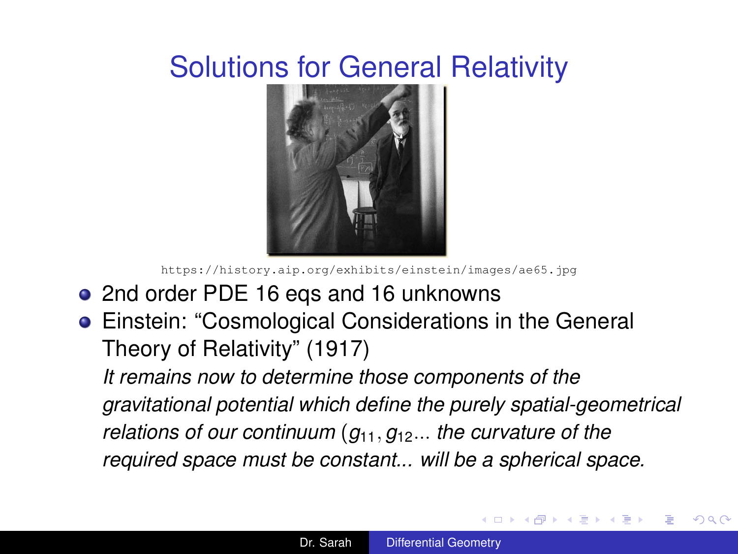# Solutions for General Relativity

https://history.aip.org/exhibits/einstein/images/ae65.jpg

- 2nd order PDE 16 eqs and 16 unknowns
- Einstein: "Cosmological Considerations in the General Theory of Relativity" (1917)

  *It remains now to determine those components of the gravitational potential which define the purely spatial-geometrical relations of our continuum ($g_{11}, g_{12}$... the curvature of the required space must be constant... will be a spherical space.*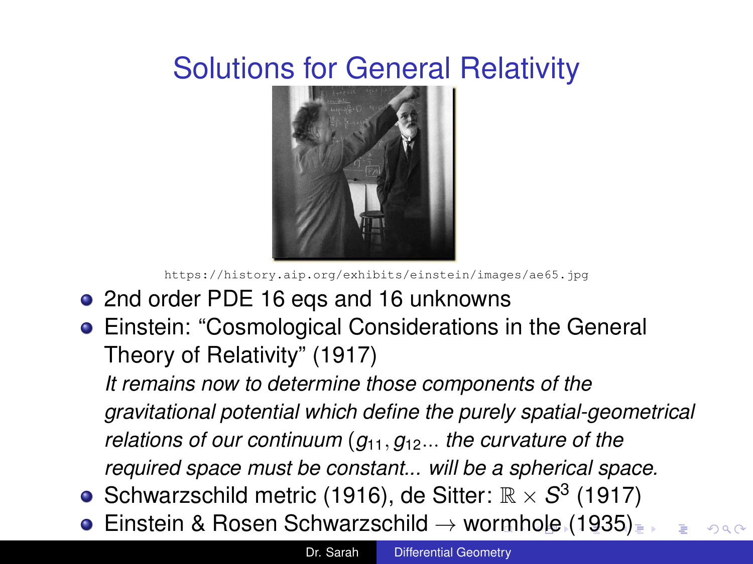# Solutions for General Relativity

https://history.aip.org/exhibits/einstein/images/ae65.jpg

- 2nd order PDE 16 eqs and 16 unknowns
- Einstein: "Cosmological Considerations in the General Theory of Relativity" (1917)

  *It remains now to determine those components of the gravitational potential which define the purely spatial-geometrical relations of our continuum ($g_{11}, g_{12}$... the curvature of the required space must be constant... will be a spherical space.*
- Schwarzschild metric (1916), de Sitter: $\mathbb{R} \times S^3$ (1917)
- Einstein & Rosen Schwarzschild $\rightarrow$ wormhole (1935)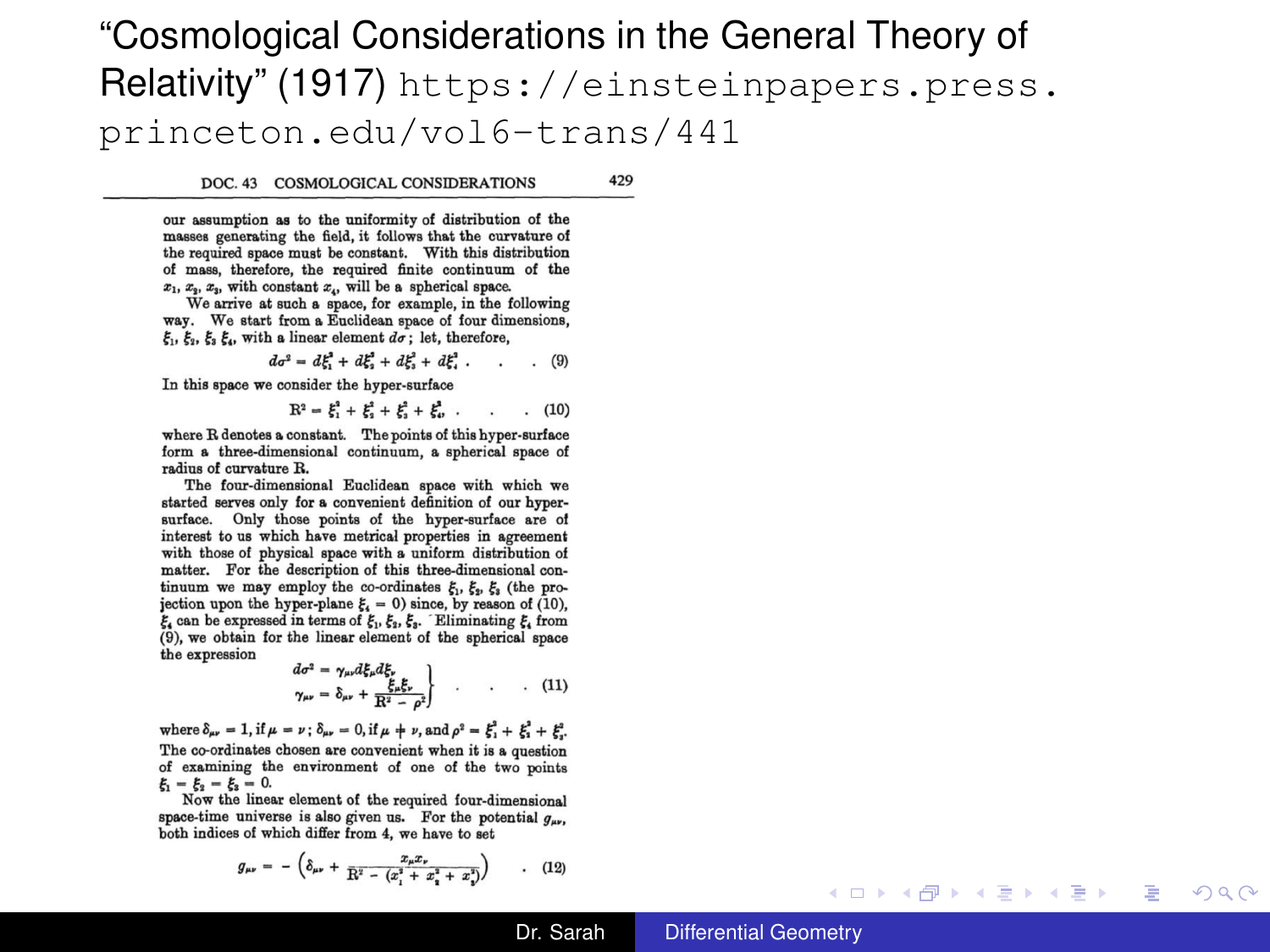# "Cosmological Considerations in the General Theory of Relativity" (1917) https://einsteinpapers.press.princeton.edu/vol6-trans/441

DOC. 43 COSMOLOGICAL CONSIDERATIONS 429

our assumption as to the uniformity of distribution of the masses generating the field, it follows that the curvature of the required space must be constant. With this distribution of mass, therefore, the required finite continuum of the $x_1$, $x_2$, $x_3$, with constant $x_4$, will be a spherical space.

We arrive at such a space, for example, in the following way. We start from a Euclidean space of four dimensions, $\xi_1$, $\xi_2$, $\xi_3$ $\xi_4$, with a linear element $d\sigma$; let, therefore,

$$d\sigma^2 = d\xi_1^2 + d\xi_2^2 + d\xi_3^2 + d\xi_4^2 \quad . \quad . \quad . \quad (9)$$

In this space we consider the hyper-surface

$$\mathrm{R}^2 = \xi_1^2 + \xi_2^2 + \xi_3^2 + \xi_4^2, \quad . \quad . \quad . \quad (10)$$

where R denotes a constant. The points of this hyper-surface form a three-dimensional continuum, a spherical space of radius of curvature R.

The four-dimensional Euclidean space with which we started serves only for a convenient definition of our hyper-surface. Only those points of the hyper-surface are of interest to us which have metrical properties in agreement with those of physical space with a uniform distribution of matter. For the description of this three-dimensional continuum we may employ the co-ordinates $\xi_1$, $\xi_2$, $\xi_3$ (the projection upon the hyper-plane $\xi_4 = 0$) since, by reason of (10), $\xi_4$ can be expressed in terms of $\xi_1$, $\xi_2$, $\xi_3$. Eliminating $\xi_4$ from (9), we obtain for the linear element of the spherical space the expression

$$\left.\begin{aligned} d\sigma^2 &= \gamma_{\mu\nu} d\xi_\mu d\xi_\nu \\ \gamma_{\mu\nu} &= \delta_{\mu\nu} + \frac{\xi_\mu \xi_\nu}{\mathrm{R}^2 - \rho^2} \end{aligned}\right\} \quad . \quad . \quad . \quad (11)$$

where $\delta_{\mu\nu} = 1$, if $\mu = \nu$; $\delta_{\mu\nu} = 0$, if $\mu \neq \nu$, and $\rho^2 = \xi_1^2 + \xi_2^2 + \xi_3^2$. The co-ordinates chosen are convenient when it is a question of examining the environment of one of the two points $\xi_1 = \xi_2 = \xi_3 = 0$.

Now the linear element of the required four-dimensional space-time universe is also given us. For the potential $g_{\mu\nu}$, both indices of which differ from 4, we have to set

$$g_{\mu\nu} = -\left(\delta_{\mu\nu} + \frac{x_\mu x_\nu}{\mathrm{R}^2 - (x_1^2 + x_2^2 + x_3^2)}\right) \quad . \quad (12)$$